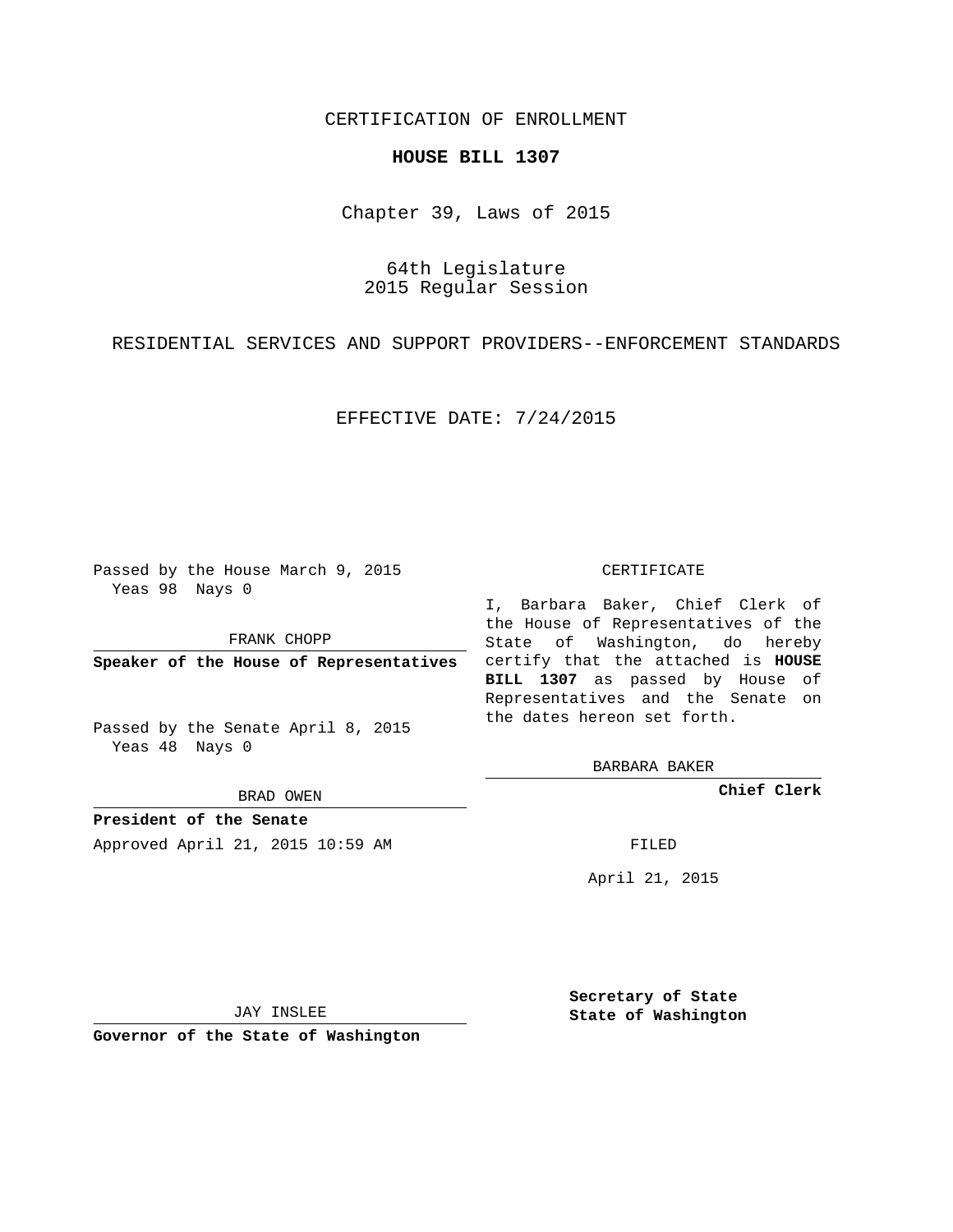CERTIFICATION OF ENROLLMENT

**HOUSE BILL 1307**

Chapter 39, Laws of 2015

64th Legislature
2015 Regular Session

RESIDENTIAL SERVICES AND SUPPORT PROVIDERS--ENFORCEMENT STANDARDS

EFFECTIVE DATE: 7/24/2015

Passed by the House March 9, 2015
Yeas 98 Nays 0

FRANK CHOPP

**Speaker of the House of Representatives**

Passed by the Senate April 8, 2015
Yeas 48 Nays 0

BRAD OWEN

**President of the Senate**

Approved April 21, 2015 10:59 AM

CERTIFICATE

I, Barbara Baker, Chief Clerk of the House of Representatives of the State of Washington, do hereby certify that the attached is **HOUSE BILL 1307** as passed by House of Representatives and the Senate on the dates hereon set forth.

BARBARA BAKER

**Chief Clerk**

FILED

April 21, 2015

JAY INSLEE

**Governor of the State of Washington**

**Secretary of State**
**State of Washington**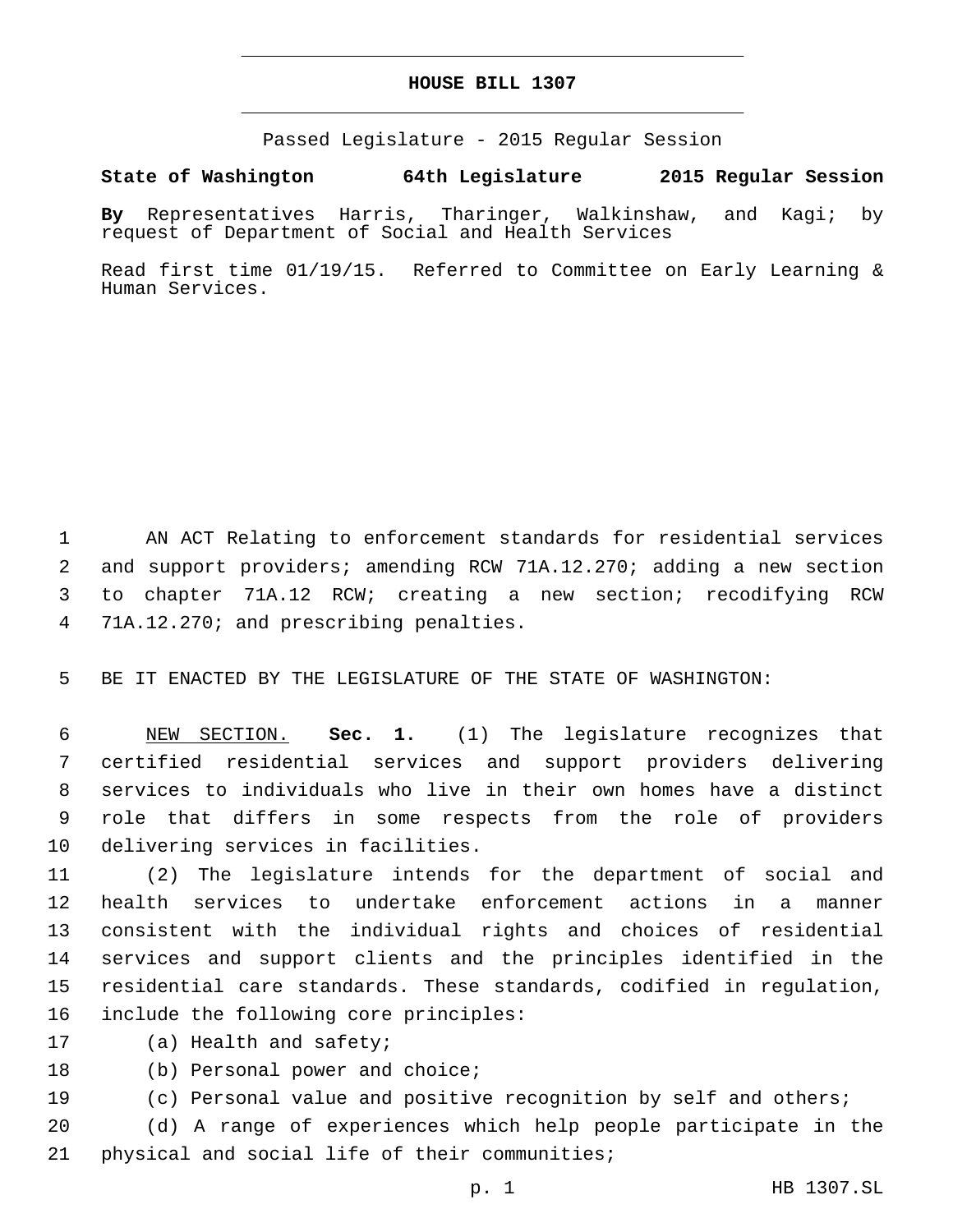# HOUSE BILL 1307

Passed Legislature - 2015 Regular Session

**State of Washington 64th Legislature 2015 Regular Session**

**By** Representatives Harris, Tharinger, Walkinshaw, and Kagi; by request of Department of Social and Health Services

Read first time 01/19/15. Referred to Committee on Early Learning & Human Services.

AN ACT Relating to enforcement standards for residential services and support providers; amending RCW 71A.12.270; adding a new section to chapter 71A.12 RCW; creating a new section; recodifying RCW 71A.12.270; and prescribing penalties.

BE IT ENACTED BY THE LEGISLATURE OF THE STATE OF WASHINGTON:

NEW SECTION. **Sec. 1.** (1) The legislature recognizes that certified residential services and support providers delivering services to individuals who live in their own homes have a distinct role that differs in some respects from the role of providers delivering services in facilities.

(2) The legislature intends for the department of social and health services to undertake enforcement actions in a manner consistent with the individual rights and choices of residential services and support clients and the principles identified in the residential care standards. These standards, codified in regulation, include the following core principles:

(a) Health and safety;

(b) Personal power and choice;

(c) Personal value and positive recognition by self and others;

(d) A range of experiences which help people participate in the physical and social life of their communities;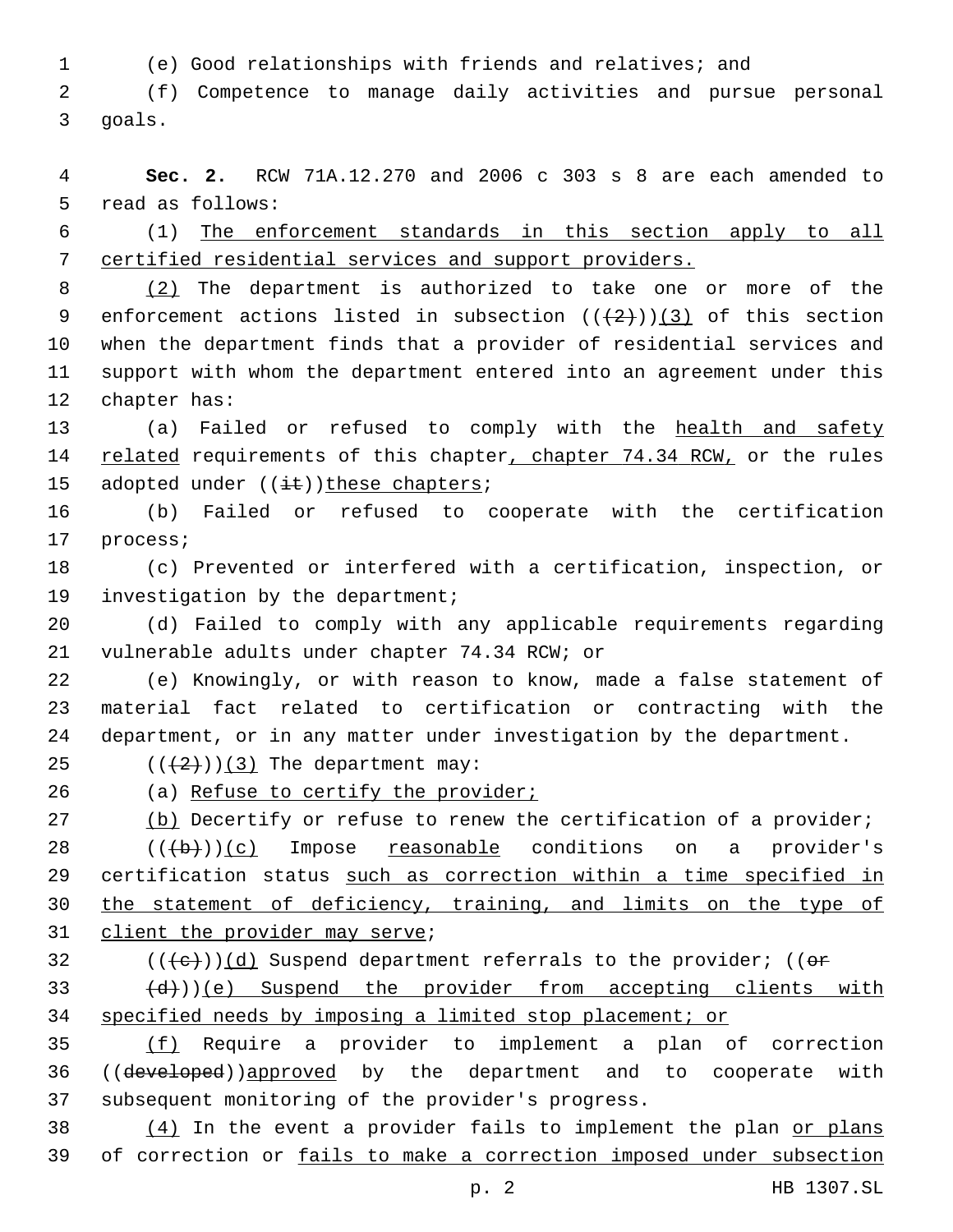(e) Good relationships with friends and relatives; and

(f) Competence to manage daily activities and pursue personal goals.

**Sec. 2.** RCW 71A.12.270 and 2006 c 303 s 8 are each amended to read as follows:

(1) <u>The enforcement standards in this section apply to all certified residential services and support providers.</u>

<u>(2)</u> The department is authorized to take one or more of the enforcement actions listed in subsection ((~~(2)~~))<u>(3)</u> of this section when the department finds that a provider of residential services and support with whom the department entered into an agreement under this chapter has:

(a) Failed or refused to comply with the <u>health and safety related</u> requirements of this chapter<u>, chapter 74.34 RCW,</u> or the rules adopted under ((~~it~~))<u>these chapters</u>;

(b) Failed or refused to cooperate with the certification process;

(c) Prevented or interfered with a certification, inspection, or investigation by the department;

(d) Failed to comply with any applicable requirements regarding vulnerable adults under chapter 74.34 RCW; or

(e) Knowingly, or with reason to know, made a false statement of material fact related to certification or contracting with the department, or in any matter under investigation by the department.

((~~(2)~~))<u>(3)</u> The department may:

(a) <u>Refuse to certify the provider;</u>

<u>(b)</u> Decertify or refuse to renew the certification of a provider;

((~~(b)~~))<u>(c)</u> Impose <u>reasonable</u> conditions on a provider's certification status <u>such as correction within a time specified in the statement of deficiency, training, and limits on the type of client the provider may serve</u>;

((~~(c)~~))<u>(d)</u> Suspend department referrals to the provider; ((~~or~~

~~(d)~~))<u>(e) Suspend the provider from accepting clients with specified needs by imposing a limited stop placement; or</u>

<u>(f)</u> Require a provider to implement a plan of correction ((~~developed~~))<u>approved</u> by the department and to cooperate with subsequent monitoring of the provider's progress.

<u>(4)</u> In the event a provider fails to implement the plan <u>or plans</u> of correction or <u>fails to make a correction imposed under subsection</u>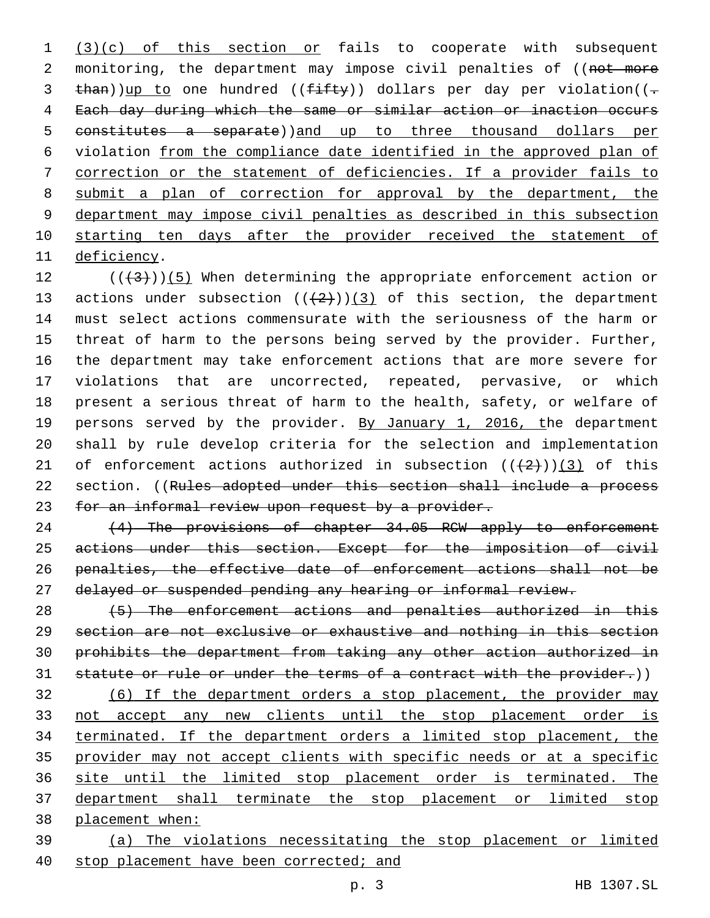(3)(c) of this section or fails to cooperate with subsequent monitoring, the department may impose civil penalties of ((not more than))up to one hundred ((fifty)) dollars per day per violation((. Each day during which the same or similar action or inaction occurs constitutes a separate))and up to three thousand dollars per violation from the compliance date identified in the approved plan of correction or the statement of deficiencies. If a provider fails to submit a plan of correction for approval by the department, the department may impose civil penalties as described in this subsection starting ten days after the provider received the statement of deficiency.

(((3)))(5) When determining the appropriate enforcement action or actions under subsection (((2)))(3) of this section, the department must select actions commensurate with the seriousness of the harm or threat of harm to the persons being served by the provider. Further, the department may take enforcement actions that are more severe for violations that are uncorrected, repeated, pervasive, or which present a serious threat of harm to the health, safety, or welfare of persons served by the provider. By January 1, 2016, the department shall by rule develop criteria for the selection and implementation of enforcement actions authorized in subsection (((2)))(3) of this section. ((Rules adopted under this section shall include a process for an informal review upon request by a provider.

(4) The provisions of chapter 34.05 RCW apply to enforcement actions under this section. Except for the imposition of civil penalties, the effective date of enforcement actions shall not be delayed or suspended pending any hearing or informal review.

(5) The enforcement actions and penalties authorized in this section are not exclusive or exhaustive and nothing in this section prohibits the department from taking any other action authorized in statute or rule or under the terms of a contract with the provider.))

(6) If the department orders a stop placement, the provider may not accept any new clients until the stop placement order is terminated. If the department orders a limited stop placement, the provider may not accept clients with specific needs or at a specific site until the limited stop placement order is terminated. The department shall terminate the stop placement or limited stop placement when:

(a) The violations necessitating the stop placement or limited stop placement have been corrected; and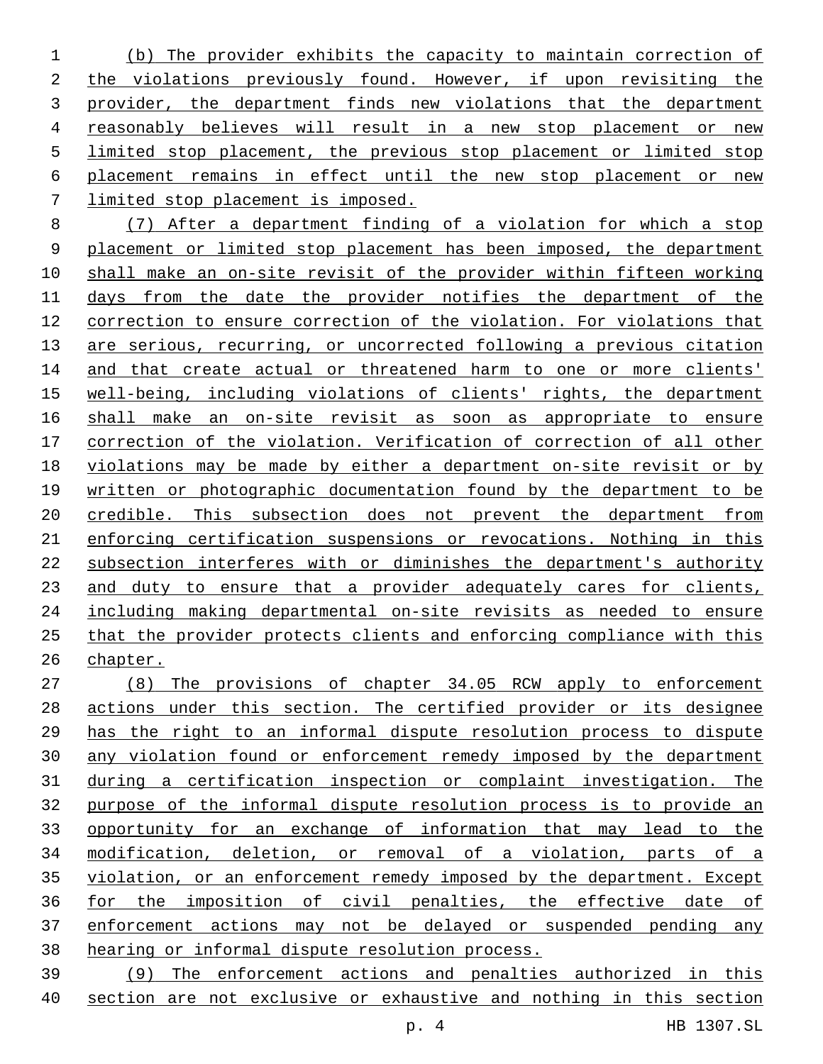(b) The provider exhibits the capacity to maintain correction of the violations previously found. However, if upon revisiting the provider, the department finds new violations that the department reasonably believes will result in a new stop placement or new limited stop placement, the previous stop placement or limited stop placement remains in effect until the new stop placement or new limited stop placement is imposed.

(7) After a department finding of a violation for which a stop placement or limited stop placement has been imposed, the department shall make an on-site revisit of the provider within fifteen working days from the date the provider notifies the department of the correction to ensure correction of the violation. For violations that are serious, recurring, or uncorrected following a previous citation and that create actual or threatened harm to one or more clients' well-being, including violations of clients' rights, the department shall make an on-site revisit as soon as appropriate to ensure correction of the violation. Verification of correction of all other violations may be made by either a department on-site revisit or by written or photographic documentation found by the department to be credible. This subsection does not prevent the department from enforcing certification suspensions or revocations. Nothing in this subsection interferes with or diminishes the department's authority and duty to ensure that a provider adequately cares for clients, including making departmental on-site revisits as needed to ensure that the provider protects clients and enforcing compliance with this chapter.

(8) The provisions of chapter 34.05 RCW apply to enforcement actions under this section. The certified provider or its designee has the right to an informal dispute resolution process to dispute any violation found or enforcement remedy imposed by the department during a certification inspection or complaint investigation. The purpose of the informal dispute resolution process is to provide an opportunity for an exchange of information that may lead to the modification, deletion, or removal of a violation, parts of a violation, or an enforcement remedy imposed by the department. Except for the imposition of civil penalties, the effective date of enforcement actions may not be delayed or suspended pending any hearing or informal dispute resolution process.

(9) The enforcement actions and penalties authorized in this section are not exclusive or exhaustive and nothing in this section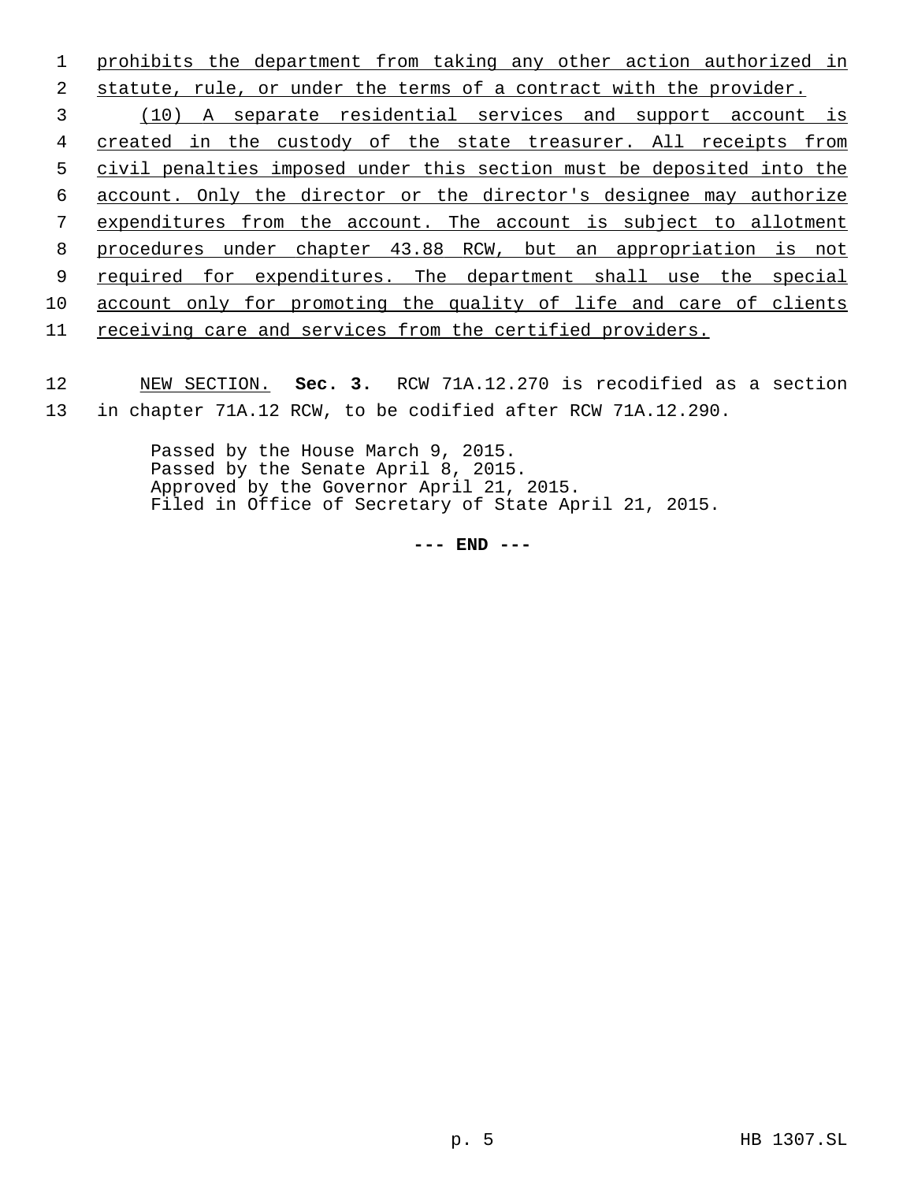prohibits the department from taking any other action authorized in statute, rule, or under the terms of a contract with the provider.

(10) A separate residential services and support account is created in the custody of the state treasurer. All receipts from civil penalties imposed under this section must be deposited into the account. Only the director or the director's designee may authorize expenditures from the account. The account is subject to allotment procedures under chapter 43.88 RCW, but an appropriation is not required for expenditures. The department shall use the special account only for promoting the quality of life and care of clients receiving care and services from the certified providers.

NEW SECTION. **Sec. 3.** RCW 71A.12.270 is recodified as a section in chapter 71A.12 RCW, to be codified after RCW 71A.12.290.

Passed by the House March 9, 2015.
Passed by the Senate April 8, 2015.
Approved by the Governor April 21, 2015.
Filed in Office of Secretary of State April 21, 2015.

**--- END ---**